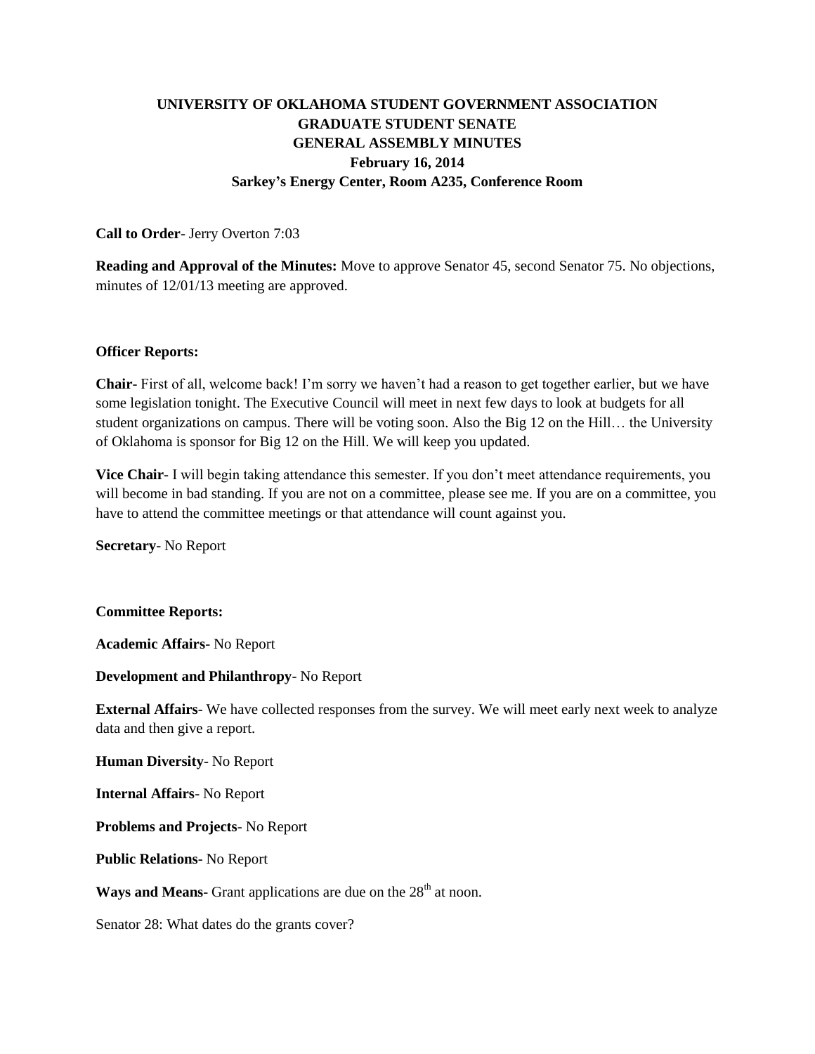# UNIVERSITY OF OKLAHOMA STUDENT GOVERNMENT ASSOCIATION
# GRADUATE STUDENT SENATE
# GENERAL ASSEMBLY MINUTES
**February 16, 2014**
**Sarkey's Energy Center, Room A235, Conference Room**

**Call to Order**- Jerry Overton 7:03

**Reading and Approval of the Minutes:** Move to approve Senator 45, second Senator 75. No objections, minutes of 12/01/13 meeting are approved.

**Officer Reports:**

**Chair**- First of all, welcome back! I'm sorry we haven't had a reason to get together earlier, but we have some legislation tonight. The Executive Council will meet in next few days to look at budgets for all student organizations on campus. There will be voting soon. Also the Big 12 on the Hill… the University of Oklahoma is sponsor for Big 12 on the Hill. We will keep you updated.

**Vice Chair**- I will begin taking attendance this semester. If you don't meet attendance requirements, you will become in bad standing. If you are not on a committee, please see me. If you are on a committee, you have to attend the committee meetings or that attendance will count against you.

**Secretary**- No Report

**Committee Reports:**

**Academic Affairs**- No Report

**Development and Philanthropy**- No Report

**External Affairs**- We have collected responses from the survey. We will meet early next week to analyze data and then give a report.

**Human Diversity**- No Report

**Internal Affairs**- No Report

**Problems and Projects**- No Report

**Public Relations**- No Report

**Ways and Means**- Grant applications are due on the 28th at noon.

Senator 28: What dates do the grants cover?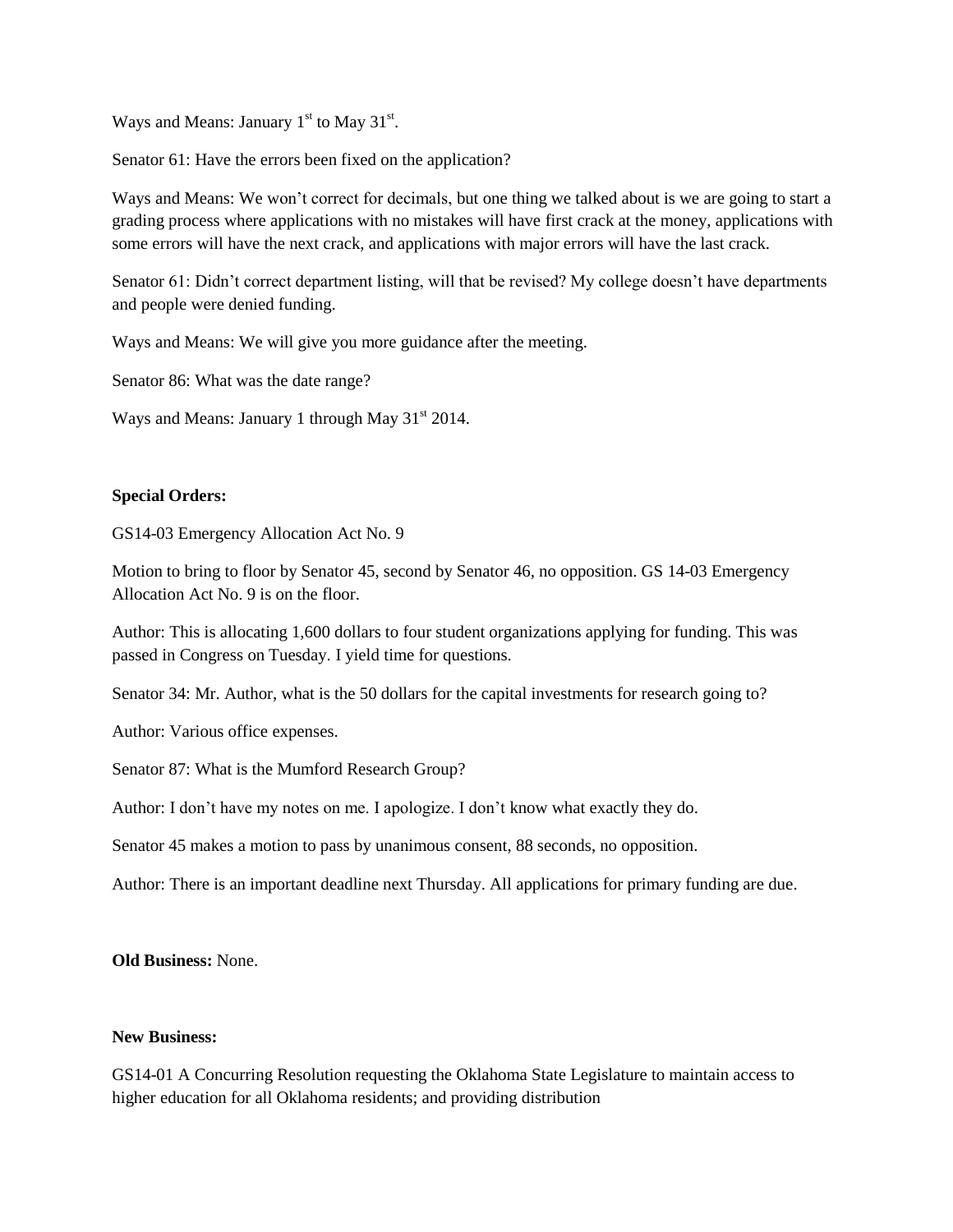Ways and Means: January 1st to May 31st.

Senator 61: Have the errors been fixed on the application?

Ways and Means: We won't correct for decimals, but one thing we talked about is we are going to start a grading process where applications with no mistakes will have first crack at the money, applications with some errors will have the next crack, and applications with major errors will have the last crack.

Senator 61: Didn't correct department listing, will that be revised? My college doesn't have departments and people were denied funding.

Ways and Means: We will give you more guidance after the meeting.

Senator 86: What was the date range?

Ways and Means: January 1 through May 31st 2014.

**Special Orders:**

GS14-03 Emergency Allocation Act No. 9

Motion to bring to floor by Senator 45, second by Senator 46, no opposition. GS 14-03 Emergency Allocation Act No. 9 is on the floor.

Author: This is allocating 1,600 dollars to four student organizations applying for funding. This was passed in Congress on Tuesday. I yield time for questions.

Senator 34: Mr. Author, what is the 50 dollars for the capital investments for research going to?

Author: Various office expenses.

Senator 87: What is the Mumford Research Group?

Author: I don't have my notes on me. I apologize. I don't know what exactly they do.

Senator 45 makes a motion to pass by unanimous consent, 88 seconds, no opposition.

Author: There is an important deadline next Thursday. All applications for primary funding are due.

**Old Business:** None.

**New Business:**

GS14-01 A Concurring Resolution requesting the Oklahoma State Legislature to maintain access to higher education for all Oklahoma residents; and providing distribution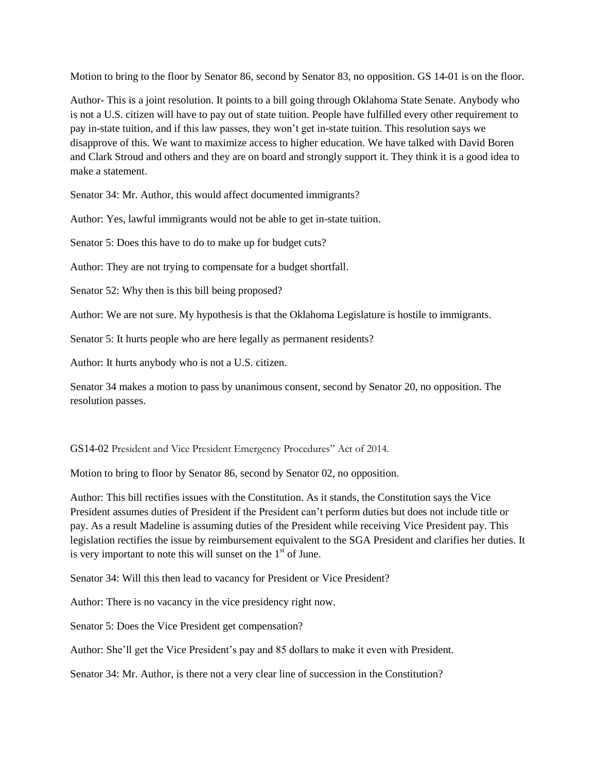Motion to bring to the floor by Senator 86, second by Senator 83, no opposition. GS 14-01 is on the floor.

Author- This is a joint resolution. It points to a bill going through Oklahoma State Senate. Anybody who is not a U.S. citizen will have to pay out of state tuition. People have fulfilled every other requirement to pay in-state tuition, and if this law passes, they won't get in-state tuition. This resolution says we disapprove of this. We want to maximize access to higher education. We have talked with David Boren and Clark Stroud and others and they are on board and strongly support it. They think it is a good idea to make a statement.

Senator 34: Mr. Author, this would affect documented immigrants?

Author: Yes, lawful immigrants would not be able to get in-state tuition.

Senator 5: Does this have to do to make up for budget cuts?

Author: They are not trying to compensate for a budget shortfall.

Senator 52: Why then is this bill being proposed?

Author: We are not sure. My hypothesis is that the Oklahoma Legislature is hostile to immigrants.

Senator 5: It hurts people who are here legally as permanent residents?

Author: It hurts anybody who is not a U.S. citizen.

Senator 34 makes a motion to pass by unanimous consent, second by Senator 20, no opposition. The resolution passes.

GS14-02 President and Vice President Emergency Procedures" Act of 2014.

Motion to bring to floor by Senator 86, second by Senator 02, no opposition.

Author: This bill rectifies issues with the Constitution. As it stands, the Constitution says the Vice President assumes duties of President if the President can't perform duties but does not include title or pay. As a result Madeline is assuming duties of the President while receiving Vice President pay. This legislation rectifies the issue by reimbursement equivalent to the SGA President and clarifies her duties. It is very important to note this will sunset on the 1st of June.

Senator 34: Will this then lead to vacancy for President or Vice President?

Author: There is no vacancy in the vice presidency right now.

Senator 5: Does the Vice President get compensation?

Author: She'll get the Vice President's pay and 85 dollars to make it even with President.

Senator 34: Mr. Author, is there not a very clear line of succession in the Constitution?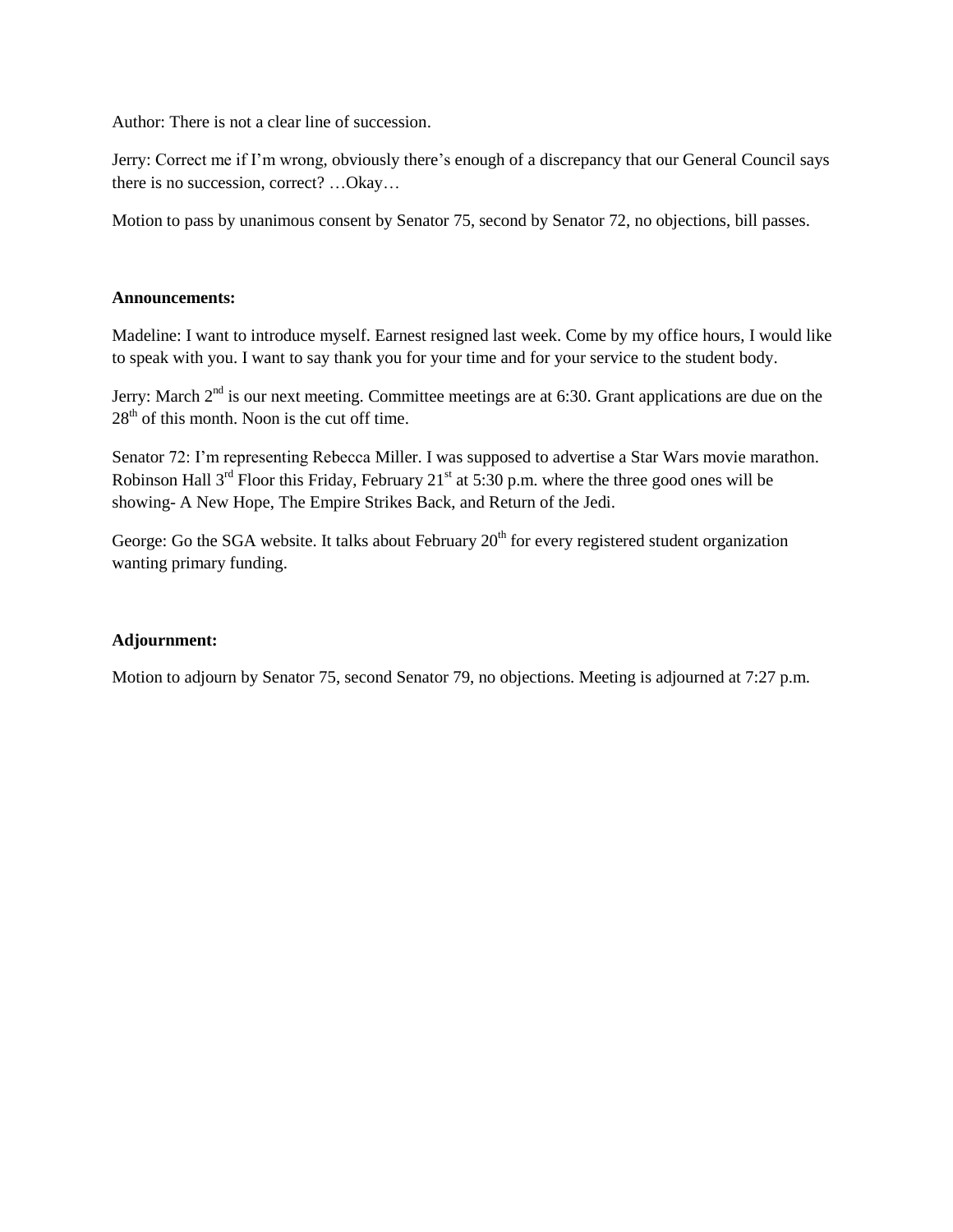Author: There is not a clear line of succession.

Jerry: Correct me if I'm wrong, obviously there's enough of a discrepancy that our General Council says there is no succession, correct? …Okay…

Motion to pass by unanimous consent by Senator 75, second by Senator 72, no objections, bill passes.

**Announcements:**

Madeline: I want to introduce myself. Earnest resigned last week. Come by my office hours, I would like to speak with you. I want to say thank you for your time and for your service to the student body.

Jerry: March 2nd is our next meeting. Committee meetings are at 6:30. Grant applications are due on the 28th of this month. Noon is the cut off time.

Senator 72: I'm representing Rebecca Miller. I was supposed to advertise a Star Wars movie marathon. Robinson Hall 3rd Floor this Friday, February 21st at 5:30 p.m. where the three good ones will be showing- A New Hope, The Empire Strikes Back, and Return of the Jedi.

George: Go the SGA website. It talks about February 20th for every registered student organization wanting primary funding.

**Adjournment:**

Motion to adjourn by Senator 75, second Senator 79, no objections. Meeting is adjourned at 7:27 p.m.